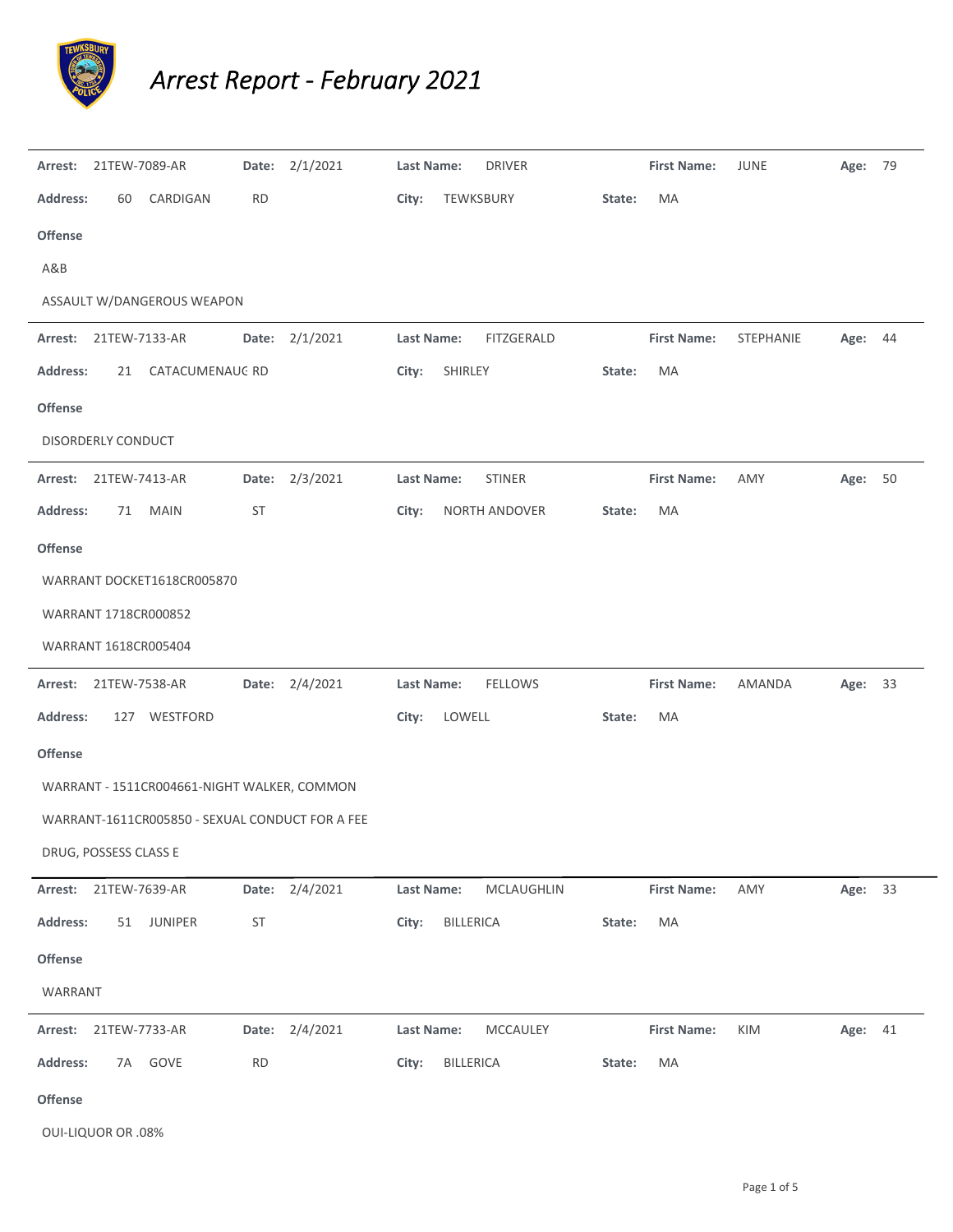# *Arrest Report - February 2021*

| Arrest: | 21TEW-7089-AR | Date: | 2/1/2021 | Last Name: | DRIVER | First Name: | JUNE | Age: | 79 |
|---|---|---|---|---|---|---|---|---|---|
| Address: | 60 CARDIGAN RD | City: | TEWKSBURY | State: | MA | | | | |

**Offense**

A&B

ASSAULT W/DANGEROUS WEAPON

---

| Arrest: | 21TEW-7133-AR | Date: | 2/1/2021 | Last Name: | FITZGERALD | First Name: | STEPHANIE | Age: | 44 |
|---|---|---|---|---|---|---|---|---|---|
| Address: | 21 CATACUMENAUG RD | City: | SHIRLEY | State: | MA | | | | |

**Offense**

DISORDERLY CONDUCT

---

| Arrest: | 21TEW-7413-AR | Date: | 2/3/2021 | Last Name: | STINER | First Name: | AMY | Age: | 50 |
|---|---|---|---|---|---|---|---|---|---|
| Address: | 71 MAIN ST | City: | NORTH ANDOVER | State: | MA | | | | |

**Offense**

WARRANT DOCKET1618CR005870

WARRANT 1718CR000852

WARRANT 1618CR005404

---

| Arrest: | 21TEW-7538-AR | Date: | 2/4/2021 | Last Name: | FELLOWS | First Name: | AMANDA | Age: | 33 |
|---|---|---|---|---|---|---|---|---|---|
| Address: | 127 WESTFORD | City: | LOWELL | State: | MA | | | | |

**Offense**

WARRANT - 1511CR004661-NIGHT WALKER, COMMON

WARRANT-1611CR005850 - SEXUAL CONDUCT FOR A FEE

DRUG, POSSESS CLASS E

---

| Arrest: | 21TEW-7639-AR | Date: | 2/4/2021 | Last Name: | MCLAUGHLIN | First Name: | AMY | Age: | 33 |
|---|---|---|---|---|---|---|---|---|---|
| Address: | 51 JUNIPER ST | City: | BILLERICA | State: | MA | | | | |

**Offense**

WARRANT

---

| Arrest: | 21TEW-7733-AR | Date: | 2/4/2021 | Last Name: | MCCAULEY | First Name: | KIM | Age: | 41 |
|---|---|---|---|---|---|---|---|---|---|
| Address: | 7A GOVE RD | City: | BILLERICA | State: | MA | | | | |

**Offense**

OUI-LIQUOR OR .08%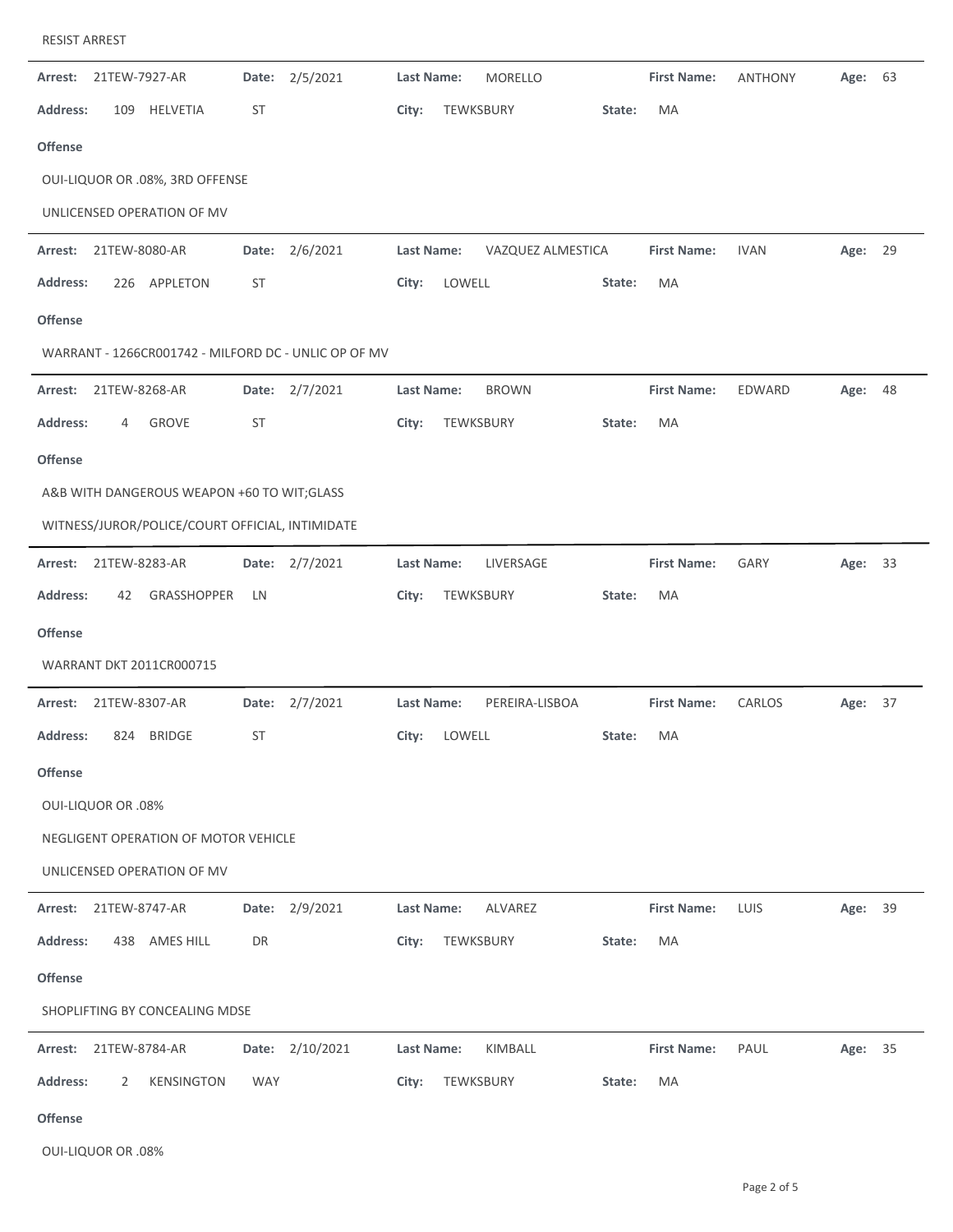RESIST ARREST

---

**Arrest:** 21TEW-7927-AR **Date:** 2/5/2021 **Last Name:** MORELLO **First Name:** ANTHONY **Age:** 63

**Address:** 109 HELVETIA ST **City:** TEWKSBURY **State:** MA

**Offense**

OUI-LIQUOR OR .08%, 3RD OFFENSE

UNLICENSED OPERATION OF MV

---

**Arrest:** 21TEW-8080-AR **Date:** 2/6/2021 **Last Name:** VAZQUEZ ALMESTICA **First Name:** IVAN **Age:** 29

**Address:** 226 APPLETON ST **City:** LOWELL **State:** MA

**Offense**

WARRANT - 1266CR001742 - MILFORD DC - UNLIC OP OF MV

---

**Arrest:** 21TEW-8268-AR **Date:** 2/7/2021 **Last Name:** BROWN **First Name:** EDWARD **Age:** 48

**Address:** 4 GROVE ST **City:** TEWKSBURY **State:** MA

**Offense**

A&B WITH DANGEROUS WEAPON +60 TO WIT;GLASS

WITNESS/JUROR/POLICE/COURT OFFICIAL, INTIMIDATE

---

**Arrest:** 21TEW-8283-AR **Date:** 2/7/2021 **Last Name:** LIVERSAGE **First Name:** GARY **Age:** 33

**Address:** 42 GRASSHOPPER LN **City:** TEWKSBURY **State:** MA

**Offense**

WARRANT DKT 2011CR000715

---

**Arrest:** 21TEW-8307-AR **Date:** 2/7/2021 **Last Name:** PEREIRA-LISBOA **First Name:** CARLOS **Age:** 37

**Address:** 824 BRIDGE ST **City:** LOWELL **State:** MA

**Offense**

OUI-LIQUOR OR .08%

NEGLIGENT OPERATION OF MOTOR VEHICLE

UNLICENSED OPERATION OF MV

---

**Arrest:** 21TEW-8747-AR **Date:** 2/9/2021 **Last Name:** ALVAREZ **First Name:** LUIS **Age:** 39

**Address:** 438 AMES HILL DR **City:** TEWKSBURY **State:** MA

**Offense**

SHOPLIFTING BY CONCEALING MDSE

---

**Arrest:** 21TEW-8784-AR **Date:** 2/10/2021 **Last Name:** KIMBALL **First Name:** PAUL **Age:** 35

**Address:** 2 KENSINGTON WAY **City:** TEWKSBURY **State:** MA

**Offense**

OUI-LIQUOR OR .08%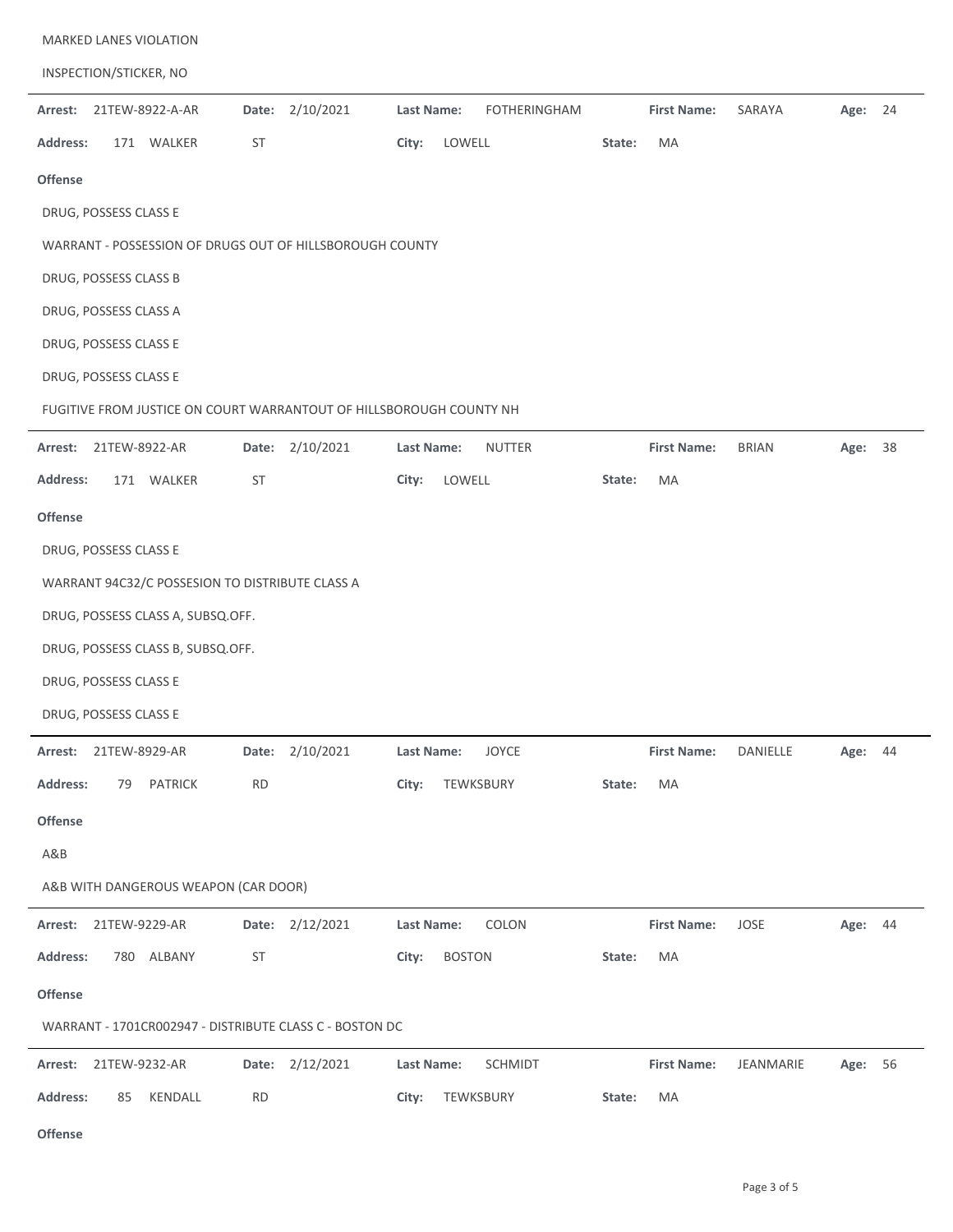MARKED LANES VIOLATION

INSPECTION/STICKER, NO

---

**Arrest:** 21TEW-8922-A-AR **Date:** 2/10/2021 **Last Name:** FOTHERINGHAM **First Name:** SARAYA **Age:** 24

**Address:** 171 WALKER ST **City:** LOWELL **State:** MA

**Offense**

DRUG, POSSESS CLASS E

WARRANT - POSSESSION OF DRUGS OUT OF HILLSBOROUGH COUNTY

DRUG, POSSESS CLASS B

DRUG, POSSESS CLASS A

DRUG, POSSESS CLASS E

DRUG, POSSESS CLASS E

FUGITIVE FROM JUSTICE ON COURT WARRANTOUT OF HILLSBOROUGH COUNTY NH

---

**Arrest:** 21TEW-8922-AR **Date:** 2/10/2021 **Last Name:** NUTTER **First Name:** BRIAN **Age:** 38

**Address:** 171 WALKER ST **City:** LOWELL **State:** MA

**Offense**

DRUG, POSSESS CLASS E

WARRANT 94C32/C POSSESION TO DISTRIBUTE CLASS A

DRUG, POSSESS CLASS A, SUBSQ.OFF.

DRUG, POSSESS CLASS B, SUBSQ.OFF.

DRUG, POSSESS CLASS E

DRUG, POSSESS CLASS E

---

**Arrest:** 21TEW-8929-AR **Date:** 2/10/2021 **Last Name:** JOYCE **First Name:** DANIELLE **Age:** 44

**Address:** 79 PATRICK RD **City:** TEWKSBURY **State:** MA

**Offense**

A&B

A&B WITH DANGEROUS WEAPON (CAR DOOR)

---

**Arrest:** 21TEW-9229-AR **Date:** 2/12/2021 **Last Name:** COLON **First Name:** JOSE **Age:** 44

**Address:** 780 ALBANY ST **City:** BOSTON **State:** MA

**Offense**

WARRANT - 1701CR002947 - DISTRIBUTE CLASS C - BOSTON DC

---

**Arrest:** 21TEW-9232-AR **Date:** 2/12/2021 **Last Name:** SCHMIDT **First Name:** JEANMARIE **Age:** 56

**Address:** 85 KENDALL RD **City:** TEWKSBURY **State:** MA

**Offense**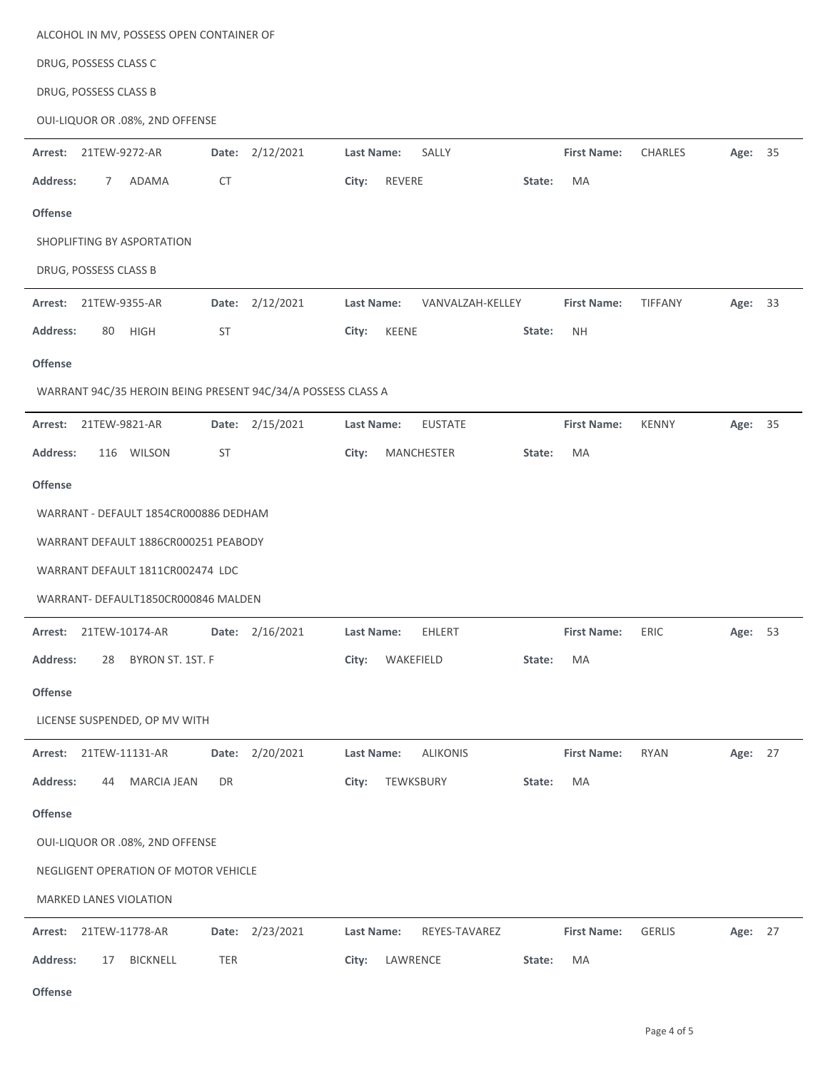ALCOHOL IN MV, POSSESS OPEN CONTAINER OF

DRUG, POSSESS CLASS C

DRUG, POSSESS CLASS B

OUI-LIQUOR OR .08%, 2ND OFFENSE

---

**Arrest:** 21TEW-9272-AR **Date:** 2/12/2021 **Last Name:** SALLY **First Name:** CHARLES **Age:** 35

**Address:** 7 ADAMA CT **City:** REVERE **State:** MA

**Offense**

SHOPLIFTING BY ASPORTATION

DRUG, POSSESS CLASS B

---

**Arrest:** 21TEW-9355-AR **Date:** 2/12/2021 **Last Name:** VANVALZAH-KELLEY **First Name:** TIFFANY **Age:** 33

**Address:** 80 HIGH ST **City:** KEENE **State:** NH

**Offense**

WARRANT 94C/35 HEROIN BEING PRESENT 94C/34/A POSSESS CLASS A

---

**Arrest:** 21TEW-9821-AR **Date:** 2/15/2021 **Last Name:** EUSTATE **First Name:** KENNY **Age:** 35

**Address:** 116 WILSON ST **City:** MANCHESTER **State:** MA

**Offense**

WARRANT - DEFAULT 1854CR000886 DEDHAM

WARRANT DEFAULT 1886CR000251 PEABODY

WARRANT DEFAULT 1811CR002474 LDC

WARRANT- DEFAULT1850CR000846 MALDEN

---

**Arrest:** 21TEW-10174-AR **Date:** 2/16/2021 **Last Name:** EHLERT **First Name:** ERIC **Age:** 53

**Address:** 28 BYRON ST. 1ST. F **City:** WAKEFIELD **State:** MA

**Offense**

LICENSE SUSPENDED, OP MV WITH

---

**Arrest:** 21TEW-11131-AR **Date:** 2/20/2021 **Last Name:** ALIKONIS **First Name:** RYAN **Age:** 27

**Address:** 44 MARCIA JEAN DR **City:** TEWKSBURY **State:** MA

**Offense**

OUI-LIQUOR OR .08%, 2ND OFFENSE

NEGLIGENT OPERATION OF MOTOR VEHICLE

MARKED LANES VIOLATION

---

**Arrest:** 21TEW-11778-AR **Date:** 2/23/2021 **Last Name:** REYES-TAVAREZ **First Name:** GERLIS **Age:** 27

**Address:** 17 BICKNELL TER **City:** LAWRENCE **State:** MA

**Offense**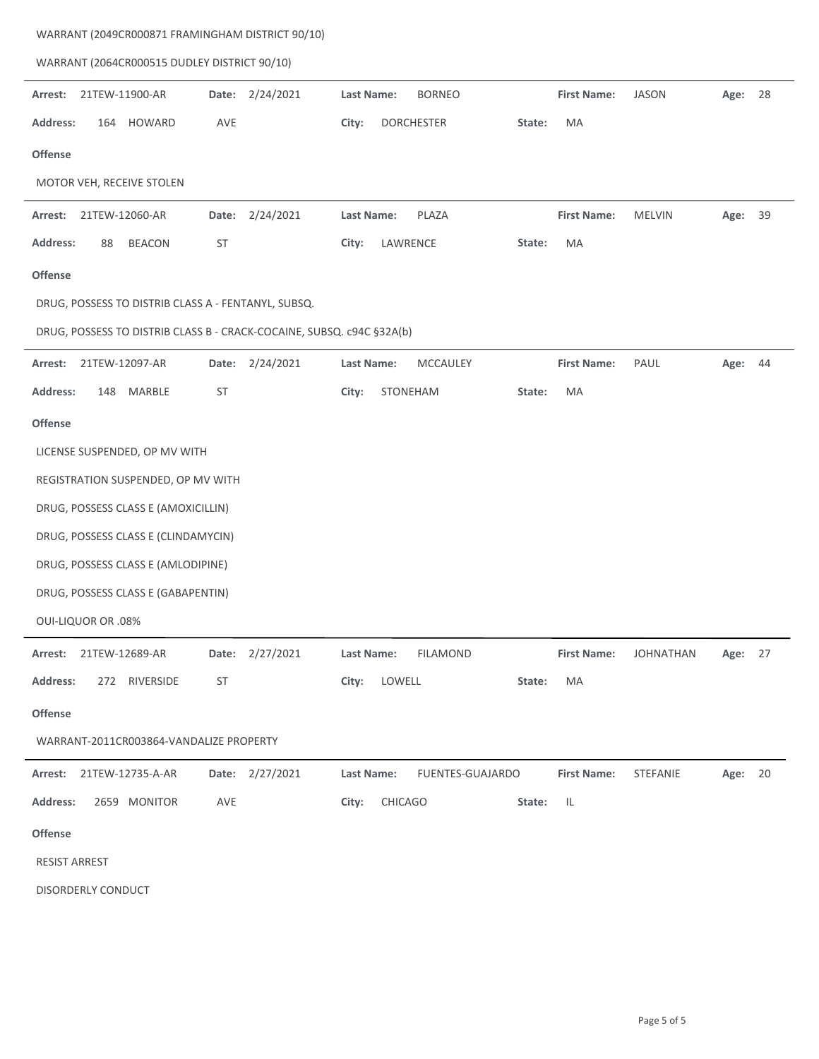WARRANT (2049CR000871 FRAMINGHAM DISTRICT 90/10)

WARRANT (2064CR000515 DUDLEY DISTRICT 90/10)

---

**Arrest:** 21TEW-11900-AR **Date:** 2/24/2021 **Last Name:** BORNEO **First Name:** JASON **Age:** 28

**Address:** 164 HOWARD AVE **City:** DORCHESTER **State:** MA

**Offense**

MOTOR VEH, RECEIVE STOLEN

---

**Arrest:** 21TEW-12060-AR **Date:** 2/24/2021 **Last Name:** PLAZA **First Name:** MELVIN **Age:** 39

**Address:** 88 BEACON ST **City:** LAWRENCE **State:** MA

**Offense**

DRUG, POSSESS TO DISTRIB CLASS A - FENTANYL, SUBSQ.

DRUG, POSSESS TO DISTRIB CLASS B - CRACK-COCAINE, SUBSQ. c94C §32A(b)

---

**Arrest:** 21TEW-12097-AR **Date:** 2/24/2021 **Last Name:** MCCAULEY **First Name:** PAUL **Age:** 44

**Address:** 148 MARBLE ST **City:** STONEHAM **State:** MA

**Offense**

LICENSE SUSPENDED, OP MV WITH

REGISTRATION SUSPENDED, OP MV WITH

DRUG, POSSESS CLASS E (AMOXICILLIN)

DRUG, POSSESS CLASS E (CLINDAMYCIN)

DRUG, POSSESS CLASS E (AMLODIPINE)

DRUG, POSSESS CLASS E (GABAPENTIN)

OUI-LIQUOR OR .08%

---

**Arrest:** 21TEW-12689-AR **Date:** 2/27/2021 **Last Name:** FILAMOND **First Name:** JOHNATHAN **Age:** 27

**Address:** 272 RIVERSIDE ST **City:** LOWELL **State:** MA

**Offense**

WARRANT-2011CR003864-VANDALIZE PROPERTY

---

**Arrest:** 21TEW-12735-A-AR **Date:** 2/27/2021 **Last Name:** FUENTES-GUAJARDO **First Name:** STEFANIE **Age:** 20

**Address:** 2659 MONITOR AVE **City:** CHICAGO **State:** IL

**Offense**

RESIST ARREST

DISORDERLY CONDUCT